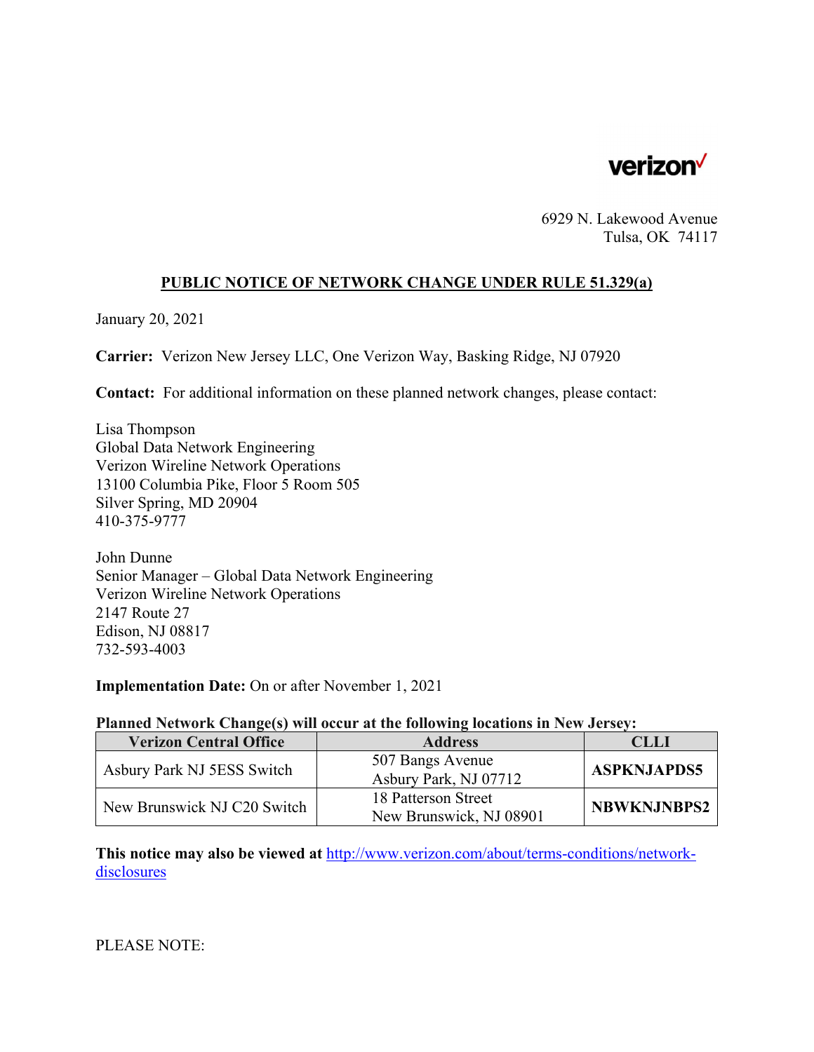verizon

6929 N. Lakewood Avenue
Tulsa, OK 74117

## PUBLIC NOTICE OF NETWORK CHANGE UNDER RULE 51.329(a)

January 20, 2021

**Carrier:** Verizon New Jersey LLC, One Verizon Way, Basking Ridge, NJ 07920

**Contact:** For additional information on these planned network changes, please contact:

Lisa Thompson
Global Data Network Engineering
Verizon Wireline Network Operations
13100 Columbia Pike, Floor 5 Room 505
Silver Spring, MD 20904
410-375-9777

John Dunne
Senior Manager – Global Data Network Engineering
Verizon Wireline Network Operations
2147 Route 27
Edison, NJ 08817
732-593-4003

**Implementation Date:** On or after November 1, 2021

**Planned Network Change(s) will occur at the following locations in New Jersey:**

| Verizon Central Office | Address | CLLI |
|---|---|---|
| Asbury Park NJ 5ESS Switch | 507 Bangs Avenue Asbury Park, NJ 07712 | **ASPKNJAPDS5** |
| New Brunswick NJ C20 Switch | 18 Patterson Street New Brunswick, NJ 08901 | **NBWKNJNBPS2** |

**This notice may also be viewed at** [http://www.verizon.com/about/terms-conditions/network-disclosures](http://www.verizon.com/about/terms-conditions/network-disclosures)

PLEASE NOTE: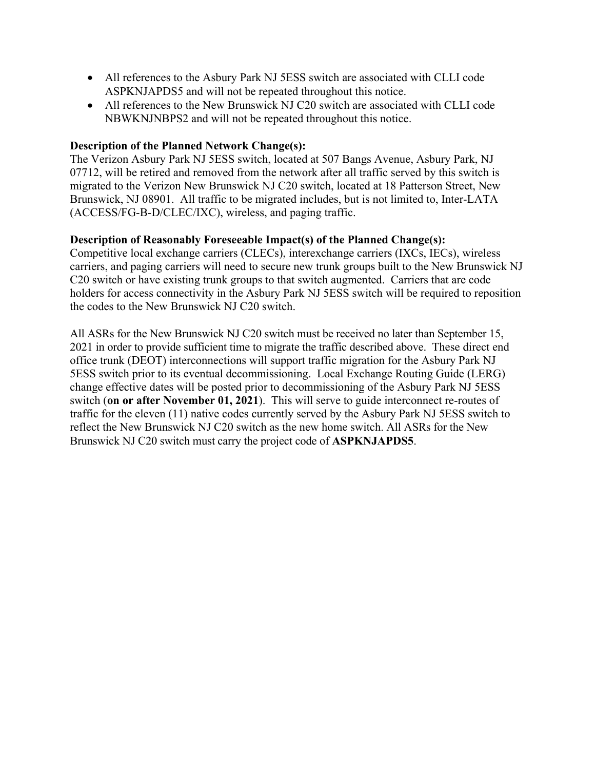- All references to the Asbury Park NJ 5ESS switch are associated with CLLI code ASPKNJAPDS5 and will not be repeated throughout this notice.
- All references to the New Brunswick NJ C20 switch are associated with CLLI code NBWKNJNBPS2 and will not be repeated throughout this notice.

**Description of the Planned Network Change(s):**
The Verizon Asbury Park NJ 5ESS switch, located at 507 Bangs Avenue, Asbury Park, NJ 07712, will be retired and removed from the network after all traffic served by this switch is migrated to the Verizon New Brunswick NJ C20 switch, located at 18 Patterson Street, New Brunswick, NJ 08901. All traffic to be migrated includes, but is not limited to, Inter-LATA (ACCESS/FG-B-D/CLEC/IXC), wireless, and paging traffic.

**Description of Reasonably Foreseeable Impact(s) of the Planned Change(s):**
Competitive local exchange carriers (CLECs), interexchange carriers (IXCs, IECs), wireless carriers, and paging carriers will need to secure new trunk groups built to the New Brunswick NJ C20 switch or have existing trunk groups to that switch augmented. Carriers that are code holders for access connectivity in the Asbury Park NJ 5ESS switch will be required to reposition the codes to the New Brunswick NJ C20 switch.

All ASRs for the New Brunswick NJ C20 switch must be received no later than September 15, 2021 in order to provide sufficient time to migrate the traffic described above. These direct end office trunk (DEOT) interconnections will support traffic migration for the Asbury Park NJ 5ESS switch prior to its eventual decommissioning. Local Exchange Routing Guide (LERG) change effective dates will be posted prior to decommissioning of the Asbury Park NJ 5ESS switch (**on or after November 01, 2021**). This will serve to guide interconnect re-routes of traffic for the eleven (11) native codes currently served by the Asbury Park NJ 5ESS switch to reflect the New Brunswick NJ C20 switch as the new home switch. All ASRs for the New Brunswick NJ C20 switch must carry the project code of **ASPKNJAPDS5**.